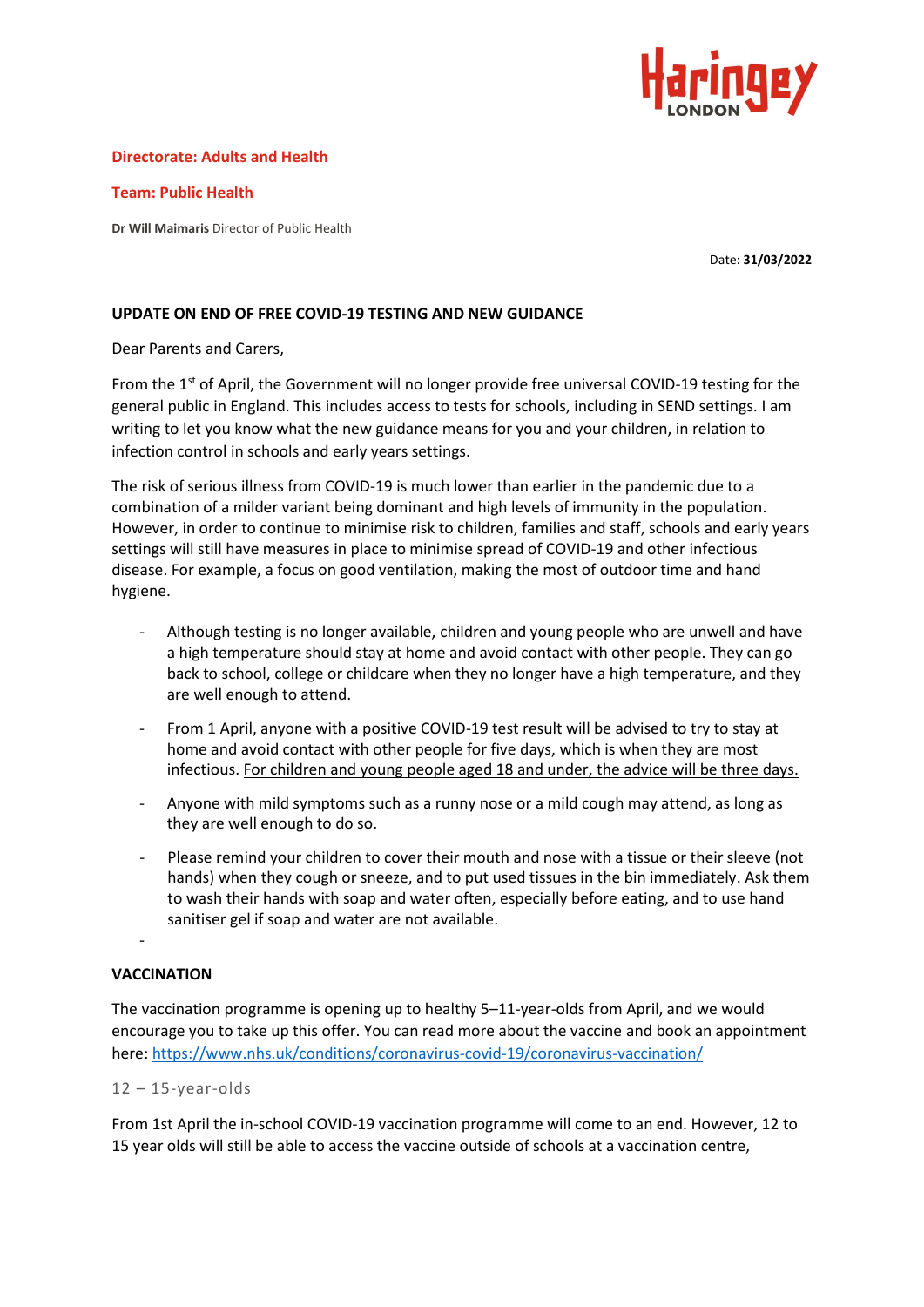**Directorate: Adults and Health**

**Team: Public Health**

**Dr Will Maimaris** Director of Public Health

Date: **31/03/2022**

**UPDATE ON END OF FREE COVID-19 TESTING AND NEW GUIDANCE**

Dear Parents and Carers,

From the 1st of April, the Government will no longer provide free universal COVID-19 testing for the general public in England. This includes access to tests for schools, including in SEND settings. I am writing to let you know what the new guidance means for you and your children, in relation to infection control in schools and early years settings.

The risk of serious illness from COVID-19 is much lower than earlier in the pandemic due to a combination of a milder variant being dominant and high levels of immunity in the population. However, in order to continue to minimise risk to children, families and staff, schools and early years settings will still have measures in place to minimise spread of COVID-19 and other infectious disease. For example, a focus on good ventilation, making the most of outdoor time and hand hygiene.

- Although testing is no longer available, children and young people who are unwell and have a high temperature should stay at home and avoid contact with other people. They can go back to school, college or childcare when they no longer have a high temperature, and they are well enough to attend.
- From 1 April, anyone with a positive COVID-19 test result will be advised to try to stay at home and avoid contact with other people for five days, which is when they are most infectious. <u>For children and young people aged 18 and under, the advice will be three days.</u>
- Anyone with mild symptoms such as a runny nose or a mild cough may attend, as long as they are well enough to do so.
- Please remind your children to cover their mouth and nose with a tissue or their sleeve (not hands) when they cough or sneeze, and to put used tissues in the bin immediately. Ask them to wash their hands with soap and water often, especially before eating, and to use hand sanitiser gel if soap and water are not available.

**VACCINATION**

The vaccination programme is opening up to healthy 5–11-year-olds from April, and we would encourage you to take up this offer. You can read more about the vaccine and book an appointment here: https://www.nhs.uk/conditions/coronavirus-covid-19/coronavirus-vaccination/

12 – 15-year-olds

From 1st April the in-school COVID-19 vaccination programme will come to an end. However, 12 to 15 year olds will still be able to access the vaccine outside of schools at a vaccination centre,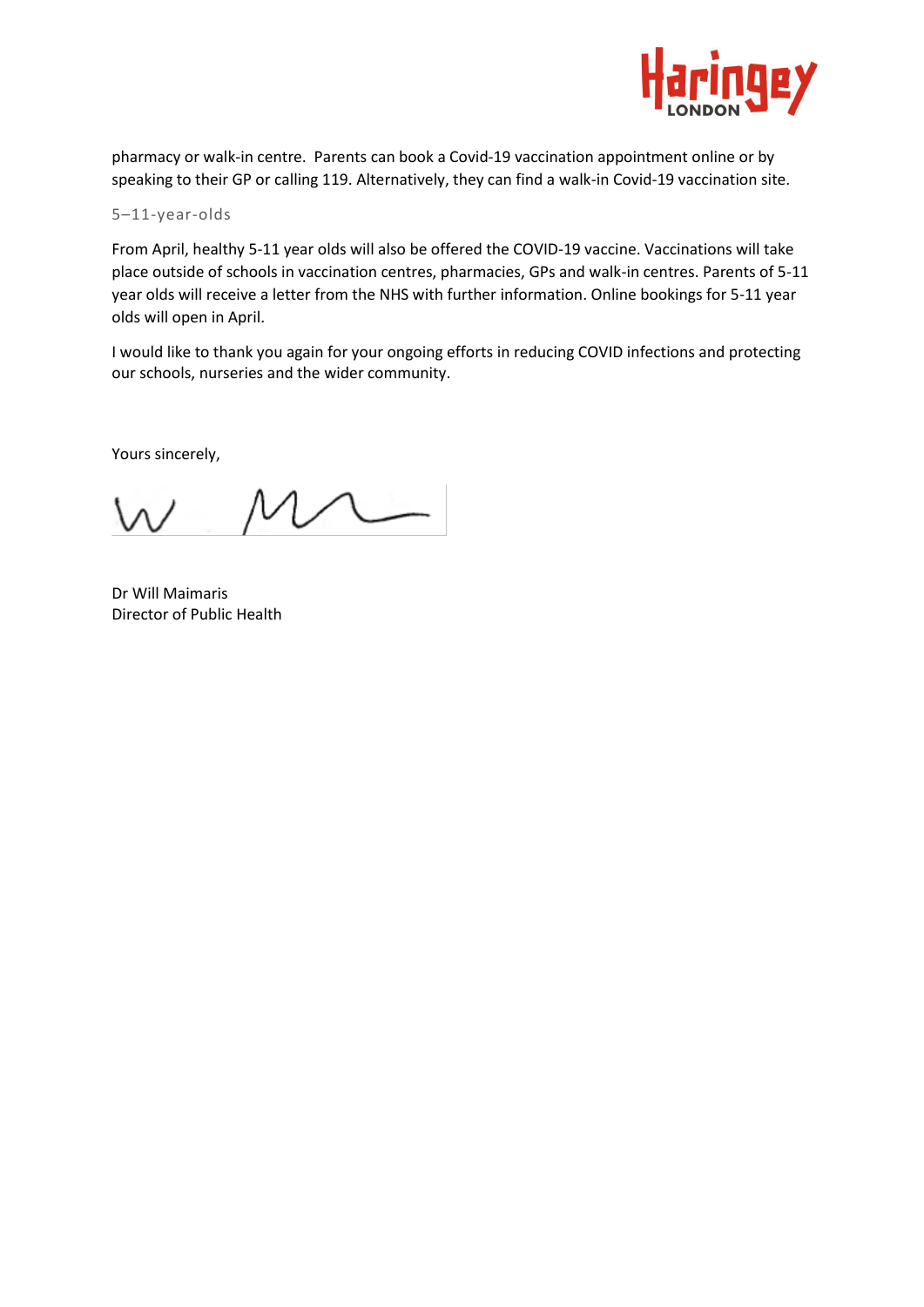pharmacy or walk-in centre. Parents can book a Covid-19 vaccination appointment online or by speaking to their GP or calling 119. Alternatively, they can find a walk-in Covid-19 vaccination site.

### 5–11-year-olds

From April, healthy 5-11 year olds will also be offered the COVID-19 vaccine. Vaccinations will take place outside of schools in vaccination centres, pharmacies, GPs and walk-in centres. Parents of 5-11 year olds will receive a letter from the NHS with further information. Online bookings for 5-11 year olds will open in April.

I would like to thank you again for your ongoing efforts in reducing COVID infections and protecting our schools, nurseries and the wider community.

Yours sincerely,

Dr Will Maimaris
Director of Public Health